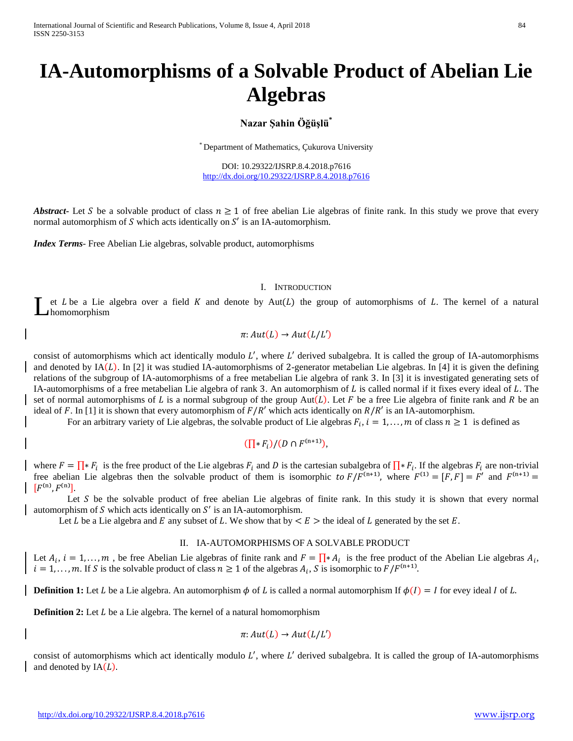# IA-Automorphisms of a Solvable Product of Abelian Lie Algebras

**Nazar Şahin Öğüşlü***

* Department of Mathematics, Çukurova University

DOI: 10.29322/IJSRP.8.4.2018.p7616
http://dx.doi.org/10.29322/IJSRP.8.4.2018.p7616

***Abstract***- Let $S$ be a solvable product of class $n \geq 1$ of free abelian Lie algebras of finite rank. In this study we prove that every normal automorphism of $S$ which acts identically on $S'$ is an IA-automorphism.

***Index Terms***- Free Abelian Lie algebras, solvable product, automorphisms

## I. Introduction

Let $L$ be a Lie algebra over a field $K$ and denote by $\mathrm{Aut}(L)$ the group of automorphisms of $L$. The kernel of a natural homomorphism

$$\pi: Aut(L) \to Aut(L/L')$$

consist of automorphisms which act identically modulo $L'$, where $L'$ derived subalgebra. It is called the group of IA-automorphisms and denoted by $\mathrm{IA}(L)$. In [2] it was studied IA-automorphisms of 2-generator metabelian Lie algebras. In [4] it is given the defining relations of the subgroup of IA-automorphisms of a free metabelian Lie algebra of rank 3. In [3] it is investigated generating sets of IA-automorphisms of a free metabelian Lie algebra of rank 3. An automorphism of $L$ is called normal if it fixes every ideal of $L$. The set of normal automorphisms of $L$ is a normal subgroup of the group $\mathrm{Aut}(L)$. Let $F$ be a free Lie algebra of finite rank and $R$ be an ideal of $F$. In [1] it is shown that every automorphism of $F/R'$ which acts identically on $R/R'$ is an IA-automorphism.

For an arbitrary variety of Lie algebras, the solvable product of Lie algebras $F_i, i = 1, \ldots, m$ of class $n \geq 1$ is defined as

$$(\textstyle\prod * F_i)/(D \cap F^{(n+1)}),$$

where $F = \prod * F_i$ is the free product of the Lie algebras $F_i$ and $D$ is the cartesian subalgebra of $\prod * F_i$. If the algebras $F_i$ are non-trivial free abelian Lie algebras then the solvable product of them is isomorphic *to* $F/F^{(n+1)}$, where $F^{(1)} = [F, F] = F'$ and $F^{(n+1)} = [F^{(n)}, F^{(n)}]$.

Let $S$ be the solvable product of free abelian Lie algebras of finite rank. In this study it is shown that every normal automorphism of $S$ which acts identically on $S'$ is an IA-automorphism.

Let $L$ be a Lie algebra and $E$ any subset of $L$. We show that by $< E >$ the ideal of $L$ generated by the set $E$.

## II. IA-Automorphisms of a Solvable Product

Let $A_i$, $i = 1, \ldots, m$ , be free Abelian Lie algebras of finite rank and $F = \prod * A_i$ is the free product of the Abelian Lie algebras $A_i$, $i = 1, \ldots, m$. If $S$ is the solvable product of class $n \geq 1$ of the algebras $A_i$, $S$ is isomorphic to $F/F^{(n+1)}$.

**Definition 1:** Let $L$ be a Lie algebra. An automorphism $\phi$ of $L$ is called a normal automorphism If $\phi(I) = I$ for evey ideal $I$ of $L$.

**Definition 2:** Let $L$ be a Lie algebra. The kernel of a natural homomorphism

$$\pi: Aut(L) \to Aut(L/L')$$

consist of automorphisms which act identically modulo $L'$, where $L'$ derived subalgebra. It is called the group of IA-automorphisms and denoted by $\mathrm{IA}(L)$.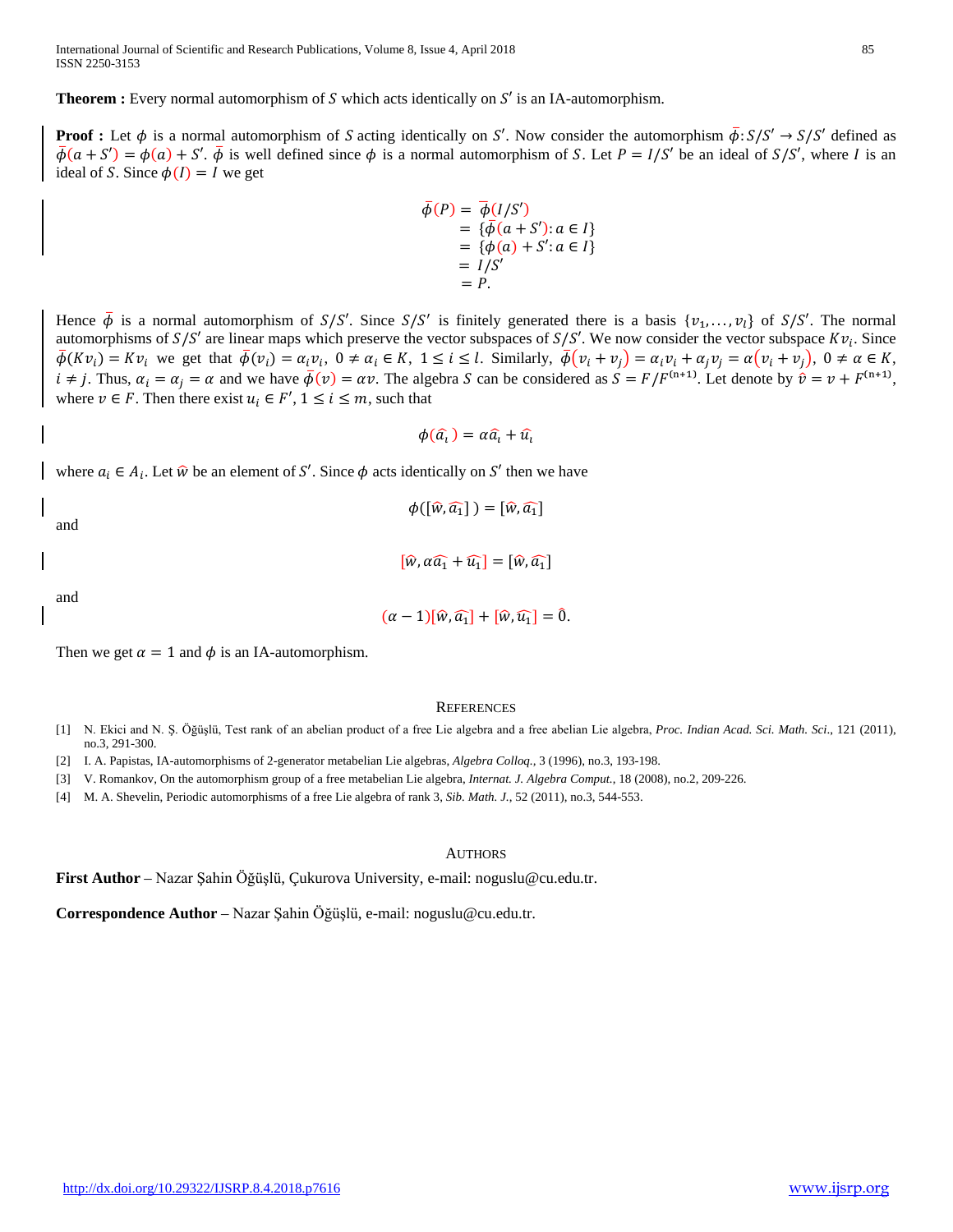**Theorem :** Every normal automorphism of $S$ which acts identically on $S'$ is an IA-automorphism.

**Proof :** Let $\phi$ is a normal automorphism of $S$ acting identically on $S'$. Now consider the automorphism $\bar{\phi}: S/S' \to S/S'$ defined as $\bar{\phi}(a + S') = \phi(a) + S'$. $\bar{\phi}$ is well defined since $\phi$ is a normal automorphism of $S$. Let $P = I/S'$ be an ideal of $S/S'$, where $I$ is an ideal of $S$. Since $\phi(I) = I$ we get

$$
\begin{aligned}
\bar{\phi}(P) &= \bar{\phi}(I/S') \\
&= \{\bar{\phi}(a + S') : a \in I\} \\
&= \{\phi(a) + S' : a \in I\} \\
&= I/S' \\
&= P.
\end{aligned}
$$

Hence $\bar{\phi}$ is a normal automorphism of $S/S'$. Since $S/S'$ is finitely generated there is a basis $\{v_1, \dots, v_l\}$ of $S/S'$. The normal automorphisms of $S/S'$ are linear maps which preserve the vector subspaces of $S/S'$. We now consider the vector subspace $Kv_i$. Since $\bar{\phi}(Kv_i) = Kv_i$ we get that $\bar{\phi}(v_i) = \alpha_i v_i$, $0 \neq \alpha_i \in K$, $1 \leq i \leq l$. Similarly, $\bar{\phi}(v_i + v_j) = \alpha_i v_i + \alpha_j v_j = \alpha(v_i + v_j)$, $0 \neq \alpha \in K$, $i \neq j$. Thus, $\alpha_i = \alpha_j = \alpha$ and we have $\bar{\phi}(v) = \alpha v$. The algebra $S$ can be considered as $S = F/F^{(n+1)}$. Let denote by $\hat{v} = v + F^{(n+1)}$, where $v \in F$. Then there exist $u_i \in F'$, $1 \leq i \leq m$, such that

$$\phi(\widehat{a_i}) = \alpha \widehat{a_i} + \widehat{u_i}$$

where $a_i \in A_i$. Let $\hat{w}$ be an element of $S'$. Since $\phi$ acts identically on $S'$ then we have

$$\phi([\hat{w}, \widehat{a_1}]) = [\hat{w}, \widehat{a_1}]$$

and

$$[\hat{w}, \alpha\widehat{a_1} + \widehat{u_1}] = [\hat{w}, \widehat{a_1}]$$

and

$$(\alpha - 1)[\hat{w}, \widehat{a_1}] + [\hat{w}, \widehat{u_1}] = \hat{0}.$$

Then we get $\alpha = 1$ and $\phi$ is an IA-automorphism.

## References

[1] N. Ekici and N. Ş. Öğüşlü, Test rank of an abelian product of a free Lie algebra and a free abelian Lie algebra, *Proc. Indian Acad. Sci. Math. Sci.*, 121 (2011), no.3, 291-300.

[2] I. A. Papistas, IA-automorphisms of 2-generator metabelian Lie algebras, *Algebra Colloq.*, 3 (1996), no.3, 193-198.

[3] V. Romankov, On the automorphism group of a free metabelian Lie algebra, *Internat. J. Algebra Comput.*, 18 (2008), no.2, 209-226.

[4] M. A. Shevelin, Periodic automorphisms of a free Lie algebra of rank 3, *Sib. Math. J.*, 52 (2011), no.3, 544-553.

## Authors

**First Author** – Nazar Şahin Öğüşlü, Çukurova University, e-mail: noguslu@cu.edu.tr.

**Correspondence Author** – Nazar Şahin Öğüşlü, e-mail: noguslu@cu.edu.tr.